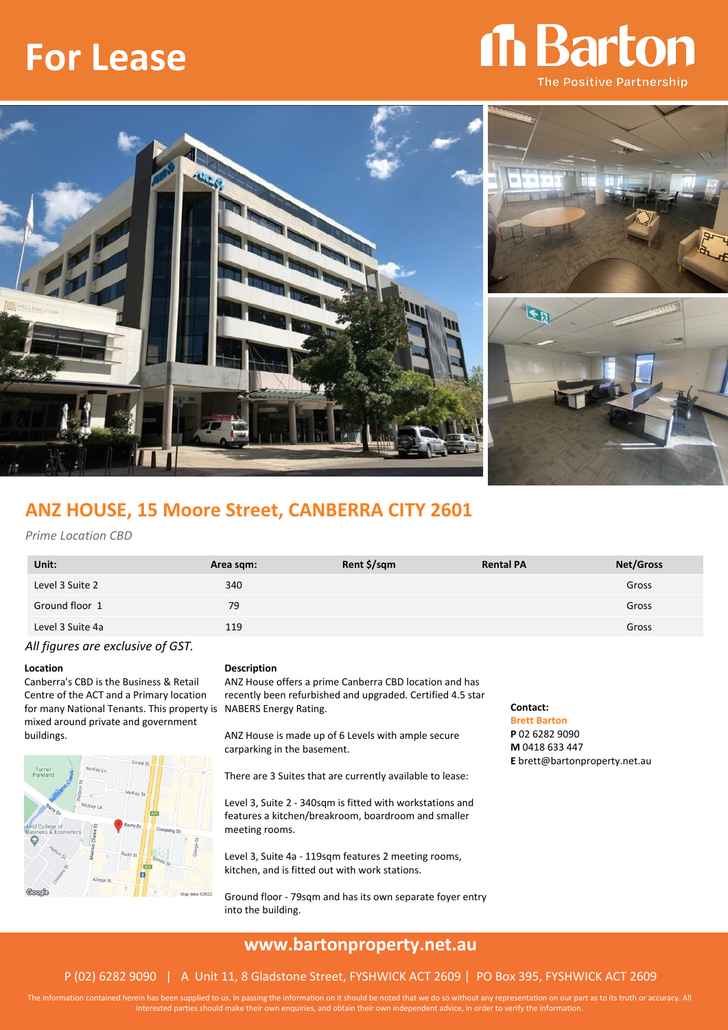# For Lease

**Barton**
The Positive Partnership

## ANZ HOUSE, 15 Moore Street, CANBERRA CITY 2601

*Prime Location CBD*

| Unit: | Area sqm: | Rent $/sqm | Rental PA | Net/Gross |
|---|---|---|---|---|
| Level 3 Suite 2 | 340 | | | Gross |
| Ground floor 1 | 79 | | | Gross |
| Level 3 Suite 4a | 119 | | | Gross |

*All figures are exclusive of GST.*

**Location**

Canberra's CBD is the Business & Retail Centre of the ACT and a Primary location for many National Tenants. This property is mixed around private and government buildings.

**Description**

ANZ House offers a prime Canberra CBD location and has recently been refurbished and upgraded. Certified 4.5 star NABERS Energy Rating.

ANZ House is made up of 6 Levels with ample secure carparking in the basement.

There are 3 Suites that are currently available to lease:

Level 3, Suite 2 - 340sqm is fitted with workstations and features a kitchen/breakroom, boardroom and smaller meeting rooms.

Level 3, Suite 4a - 119sqm features 2 meeting rooms, kitchen, and is fitted out with work stations.

Ground floor - 79sqm and has its own separate foyer entry into the building.

**Contact:**
**Brett Barton**
**P** 02 6282 9090
**M** 0418 633 447
**E** brett@bartonproperty.net.au

## www.bartonproperty.net.au

P (02) 6282 9090 | A Unit 11, 8 Gladstone Street, FYSHWICK ACT 2609 | PO Box 395, FYSHWICK ACT 2609

The information contained herein has been supplied to us. In passing the information on it should be noted that we do so without any representation on our part as to its truth or accuracy. All interested parties should make their own enquiries, and obtain their own independent advice, in order to verify the information.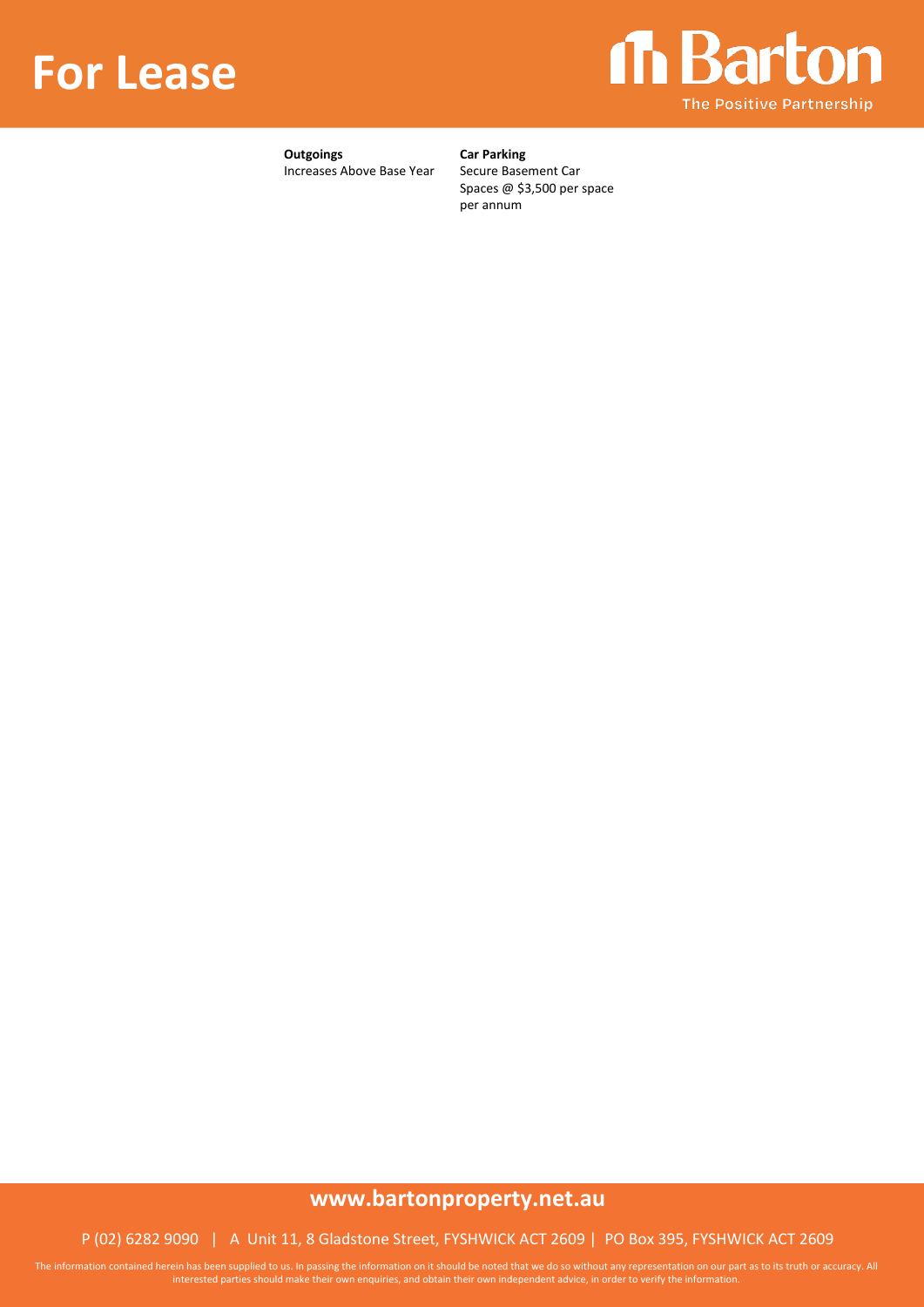**Outgoings**
Increases Above Base Year

**Car Parking**
Secure Basement Car Spaces @ $3,500 per space per annum